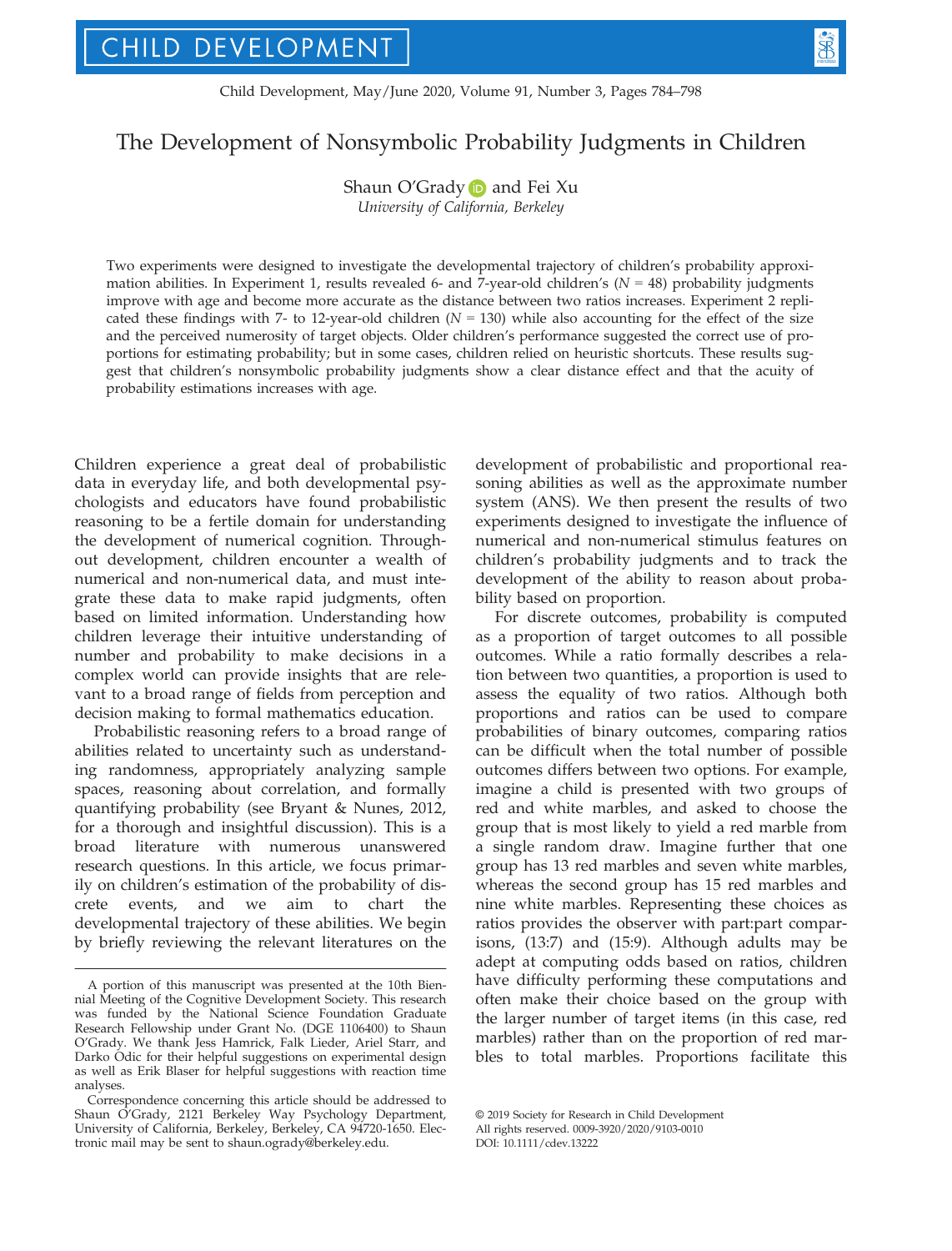# The Development of Nonsymbolic Probability Judgments in Children

Shaun O'Grady and Fei Xu
*University of California, Berkeley*

Two experiments were designed to investigate the developmental trajectory of children's probability approximation abilities. In Experiment 1, results revealed 6- and 7-year-old children's ($N$ = 48) probability judgments improve with age and become more accurate as the distance between two ratios increases. Experiment 2 replicated these findings with 7- to 12-year-old children ($N$ = 130) while also accounting for the effect of the size and the perceived numerosity of target objects. Older children's performance suggested the correct use of proportions for estimating probability; but in some cases, children relied on heuristic shortcuts. These results suggest that children's nonsymbolic probability judgments show a clear distance effect and that the acuity of probability estimations increases with age.

Children experience a great deal of probabilistic data in everyday life, and both developmental psychologists and educators have found probabilistic reasoning to be a fertile domain for understanding the development of numerical cognition. Throughout development, children encounter a wealth of numerical and non-numerical data, and must integrate these data to make rapid judgments, often based on limited information. Understanding how children leverage their intuitive understanding of number and probability to make decisions in a complex world can provide insights that are relevant to a broad range of fields from perception and decision making to formal mathematics education.

Probabilistic reasoning refers to a broad range of abilities related to uncertainty such as understanding randomness, appropriately analyzing sample spaces, reasoning about correlation, and formally quantifying probability (see Bryant & Nunes, 2012, for a thorough and insightful discussion). This is a broad literature with numerous unanswered research questions. In this article, we focus primarily on children's estimation of the probability of discrete events, and we aim to chart the developmental trajectory of these abilities. We begin by briefly reviewing the relevant literatures on the development of probabilistic and proportional reasoning abilities as well as the approximate number system (ANS). We then present the results of two experiments designed to investigate the influence of numerical and non-numerical stimulus features on children's probability judgments and to track the development of the ability to reason about probability based on proportion.

For discrete outcomes, probability is computed as a proportion of target outcomes to all possible outcomes. While a ratio formally describes a relation between two quantities, a proportion is used to assess the equality of two ratios. Although both proportions and ratios can be used to compare probabilities of binary outcomes, comparing ratios can be difficult when the total number of possible outcomes differs between two options. For example, imagine a child is presented with two groups of red and white marbles, and asked to choose the group that is most likely to yield a red marble from a single random draw. Imagine further that one group has 13 red marbles and seven white marbles, whereas the second group has 15 red marbles and nine white marbles. Representing these choices as ratios provides the observer with part:part comparisons, (13:7) and (15:9). Although adults may be adept at computing odds based on ratios, children have difficulty performing these computations and often make their choice based on the group with the larger number of target items (in this case, red marbles) rather than on the proportion of red marbles to total marbles. Proportions facilitate this

---

A portion of this manuscript was presented at the 10th Biennial Meeting of the Cognitive Development Society. This research was funded by the National Science Foundation Graduate Research Fellowship under Grant No. (DGE 1106400) to Shaun O'Grady. We thank Jess Hamrick, Falk Lieder, Ariel Starr, and Darko Odic for their helpful suggestions on experimental design as well as Erik Blaser for helpful suggestions with reaction time analyses.

Correspondence concerning this article should be addressed to Shaun O'Grady, 2121 Berkeley Way Psychology Department, University of California, Berkeley, Berkeley, CA 94720-1650. Electronic mail may be sent to shaun.ogrady@berkeley.edu.

© 2019 Society for Research in Child Development
All rights reserved. 0009-3920/2020/9103-0010
DOI: 10.1111/cdev.13222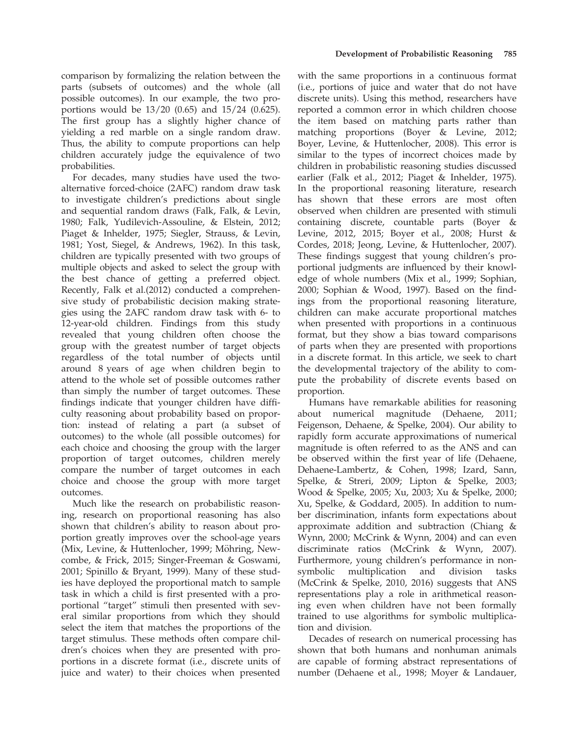comparison by formalizing the relation between the parts (subsets of outcomes) and the whole (all possible outcomes). In our example, the two proportions would be 13/20 (0.65) and 15/24 (0.625). The first group has a slightly higher chance of yielding a red marble on a single random draw. Thus, the ability to compute proportions can help children accurately judge the equivalence of two probabilities.

For decades, many studies have used the two-alternative forced-choice (2AFC) random draw task to investigate children's predictions about single and sequential random draws (Falk, Falk, & Levin, 1980; Falk, Yudilevich-Assouline, & Elstein, 2012; Piaget & Inhelder, 1975; Siegler, Strauss, & Levin, 1981; Yost, Siegel, & Andrews, 1962). In this task, children are typically presented with two groups of multiple objects and asked to select the group with the best chance of getting a preferred object. Recently, Falk et al.(2012) conducted a comprehensive study of probabilistic decision making strategies using the 2AFC random draw task with 6- to 12-year-old children. Findings from this study revealed that young children often choose the group with the greatest number of target objects regardless of the total number of objects until around 8 years of age when children begin to attend to the whole set of possible outcomes rather than simply the number of target outcomes. These findings indicate that younger children have difficulty reasoning about probability based on proportion: instead of relating a part (a subset of outcomes) to the whole (all possible outcomes) for each choice and choosing the group with the larger proportion of target outcomes, children merely compare the number of target outcomes in each choice and choose the group with more target outcomes.

Much like the research on probabilistic reasoning, research on proportional reasoning has also shown that children's ability to reason about proportion greatly improves over the school-age years (Mix, Levine, & Huttenlocher, 1999; Möhring, Newcombe, & Frick, 2015; Singer-Freeman & Goswami, 2001; Spinillo & Bryant, 1999). Many of these studies have deployed the proportional match to sample task in which a child is first presented with a proportional "target" stimuli then presented with several similar proportions from which they should select the item that matches the proportions of the target stimulus. These methods often compare children's choices when they are presented with proportions in a discrete format (i.e., discrete units of juice and water) to their choices when presented with the same proportions in a continuous format (i.e., portions of juice and water that do not have discrete units). Using this method, researchers have reported a common error in which children choose the item based on matching parts rather than matching proportions (Boyer & Levine, 2012; Boyer, Levine, & Huttenlocher, 2008). This error is similar to the types of incorrect choices made by children in probabilistic reasoning studies discussed earlier (Falk et al., 2012; Piaget & Inhelder, 1975). In the proportional reasoning literature, research has shown that these errors are most often observed when children are presented with stimuli containing discrete, countable parts (Boyer & Levine, 2012, 2015; Boyer et al., 2008; Hurst & Cordes, 2018; Jeong, Levine, & Huttenlocher, 2007). These findings suggest that young children's proportional judgments are influenced by their knowledge of whole numbers (Mix et al., 1999; Sophian, 2000; Sophian & Wood, 1997). Based on the findings from the proportional reasoning literature, children can make accurate proportional matches when presented with proportions in a continuous format, but they show a bias toward comparisons of parts when they are presented with proportions in a discrete format. In this article, we seek to chart the developmental trajectory of the ability to compute the probability of discrete events based on proportion.

Humans have remarkable abilities for reasoning about numerical magnitude (Dehaene, 2011; Feigenson, Dehaene, & Spelke, 2004). Our ability to rapidly form accurate approximations of numerical magnitude is often referred to as the ANS and can be observed within the first year of life (Dehaene, Dehaene-Lambertz, & Cohen, 1998; Izard, Sann, Spelke, & Streri, 2009; Lipton & Spelke, 2003; Wood & Spelke, 2005; Xu, 2003; Xu & Spelke, 2000; Xu, Spelke, & Goddard, 2005). In addition to number discrimination, infants form expectations about approximate addition and subtraction (Chiang & Wynn, 2000; McCrink & Wynn, 2004) and can even discriminate ratios (McCrink & Wynn, 2007). Furthermore, young children's performance in non-symbolic multiplication and division tasks (McCrink & Spelke, 2010, 2016) suggests that ANS representations play a role in arithmetical reasoning even when children have not been formally trained to use algorithms for symbolic multiplication and division.

Decades of research on numerical processing has shown that both humans and nonhuman animals are capable of forming abstract representations of number (Dehaene et al., 1998; Moyer & Landauer,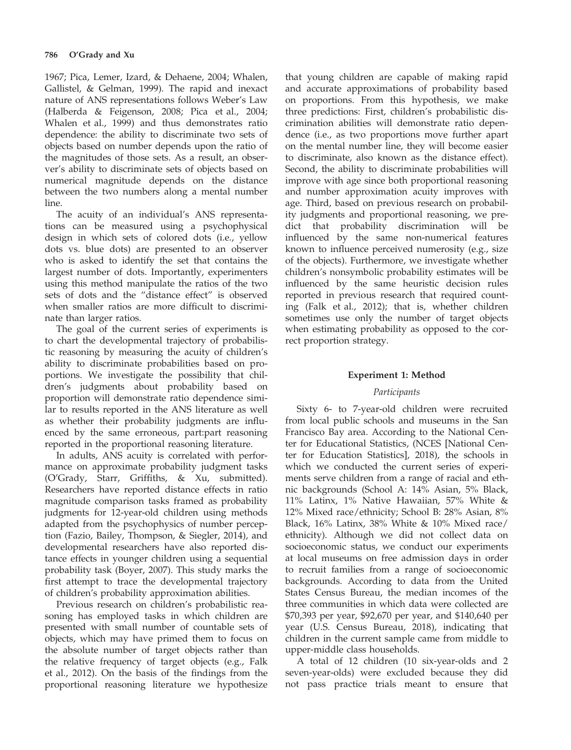1967; Pica, Lemer, Izard, & Dehaene, 2004; Whalen, Gallistel, & Gelman, 1999). The rapid and inexact nature of ANS representations follows Weber's Law (Halberda & Feigenson, 2008; Pica et al., 2004; Whalen et al., 1999) and thus demonstrates ratio dependence: the ability to discriminate two sets of objects based on number depends upon the ratio of the magnitudes of those sets. As a result, an observer's ability to discriminate sets of objects based on numerical magnitude depends on the distance between the two numbers along a mental number line.

The acuity of an individual's ANS representations can be measured using a psychophysical design in which sets of colored dots (i.e., yellow dots vs. blue dots) are presented to an observer who is asked to identify the set that contains the largest number of dots. Importantly, experimenters using this method manipulate the ratios of the two sets of dots and the "distance effect" is observed when smaller ratios are more difficult to discriminate than larger ratios.

The goal of the current series of experiments is to chart the developmental trajectory of probabilistic reasoning by measuring the acuity of children's ability to discriminate probabilities based on proportions. We investigate the possibility that children's judgments about probability based on proportion will demonstrate ratio dependence similar to results reported in the ANS literature as well as whether their probability judgments are influenced by the same erroneous, part:part reasoning reported in the proportional reasoning literature.

In adults, ANS acuity is correlated with performance on approximate probability judgment tasks (O'Grady, Starr, Griffiths, & Xu, submitted). Researchers have reported distance effects in ratio magnitude comparison tasks framed as probability judgments for 12-year-old children using methods adapted from the psychophysics of number perception (Fazio, Bailey, Thompson, & Siegler, 2014), and developmental researchers have also reported distance effects in younger children using a sequential probability task (Boyer, 2007). This study marks the first attempt to trace the developmental trajectory of children's probability approximation abilities.

Previous research on children's probabilistic reasoning has employed tasks in which children are presented with small number of countable sets of objects, which may have primed them to focus on the absolute number of target objects rather than the relative frequency of target objects (e.g., Falk et al., 2012). On the basis of the findings from the proportional reasoning literature we hypothesize that young children are capable of making rapid and accurate approximations of probability based on proportions. From this hypothesis, we make three predictions: First, children's probabilistic discrimination abilities will demonstrate ratio dependence (i.e., as two proportions move further apart on the mental number line, they will become easier to discriminate, also known as the distance effect). Second, the ability to discriminate probabilities will improve with age since both proportional reasoning and number approximation acuity improves with age. Third, based on previous research on probability judgments and proportional reasoning, we predict that probability discrimination will be influenced by the same non-numerical features known to influence perceived numerosity (e.g., size of the objects). Furthermore, we investigate whether children's nonsymbolic probability estimates will be influenced by the same heuristic decision rules reported in previous research that required counting (Falk et al., 2012); that is, whether children sometimes use only the number of target objects when estimating probability as opposed to the correct proportion strategy.

## Experiment 1: Method

### *Participants*

Sixty 6- to 7-year-old children were recruited from local public schools and museums in the San Francisco Bay area. According to the National Center for Educational Statistics, (NCES [National Center for Education Statistics], 2018), the schools in which we conducted the current series of experiments serve children from a range of racial and ethnic backgrounds (School A: 14% Asian, 5% Black, 11% Latinx, 1% Native Hawaiian, 57% White & 12% Mixed race/ethnicity; School B: 28% Asian, 8% Black, 16% Latinx, 38% White & 10% Mixed race/ethnicity). Although we did not collect data on socioeconomic status, we conduct our experiments at local museums on free admission days in order to recruit families from a range of socioeconomic backgrounds. According to data from the United States Census Bureau, the median incomes of the three communities in which data were collected are \$70,393 per year, \$92,670 per year, and \$140,640 per year (U.S. Census Bureau, 2018), indicating that children in the current sample came from middle to upper-middle class households.

A total of 12 children (10 six-year-olds and 2 seven-year-olds) were excluded because they did not pass practice trials meant to ensure that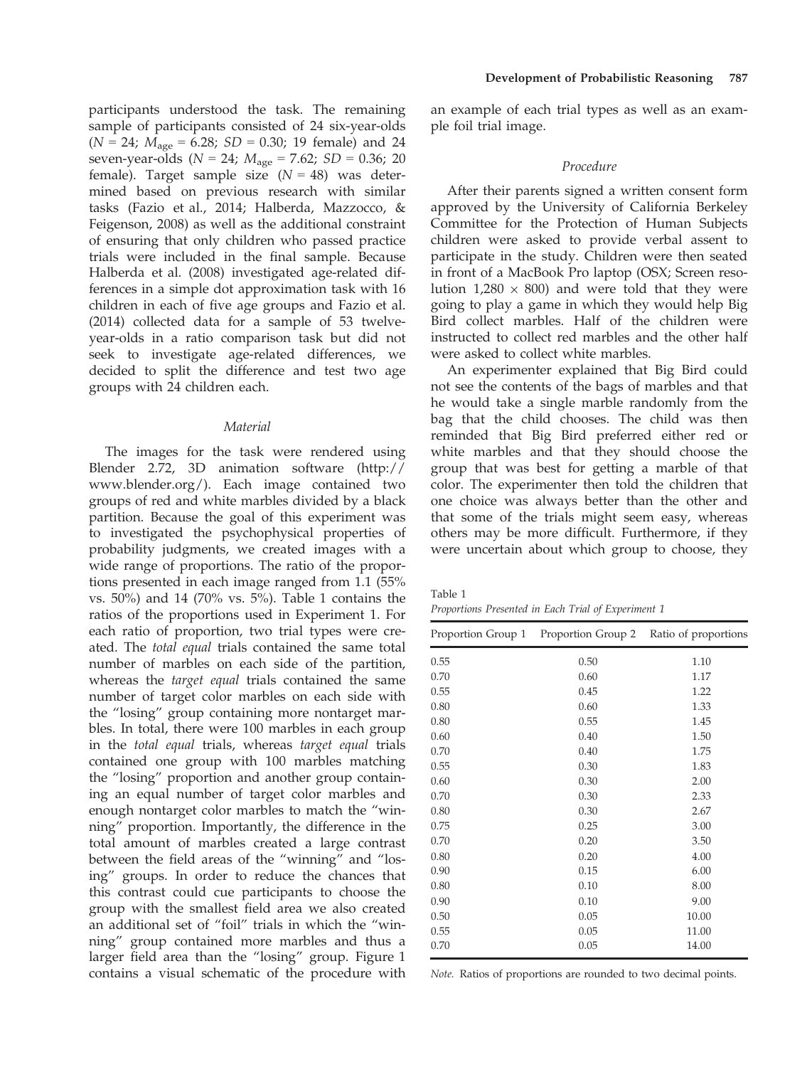participants understood the task. The remaining sample of participants consisted of 24 six-year-olds ($N$ = 24; $M_{age}$ = 6.28; $SD$ = 0.30; 19 female) and 24 seven-year-olds ($N$ = 24; $M_{age}$ = 7.62; $SD$ = 0.36; 20 female). Target sample size ($N$ = 48) was determined based on previous research with similar tasks (Fazio et al., 2014; Halberda, Mazzocco, & Feigenson, 2008) as well as the additional constraint of ensuring that only children who passed practice trials were included in the final sample. Because Halberda et al. (2008) investigated age-related differences in a simple dot approximation task with 16 children in each of five age groups and Fazio et al. (2014) collected data for a sample of 53 twelve-year-olds in a ratio comparison task but did not seek to investigate age-related differences, we decided to split the difference and test two age groups with 24 children each.

### Material

The images for the task were rendered using Blender 2.72, 3D animation software (http://www.blender.org/). Each image contained two groups of red and white marbles divided by a black partition. Because the goal of this experiment was to investigated the psychophysical properties of probability judgments, we created images with a wide range of proportions. The ratio of the proportions presented in each image ranged from 1.1 (55% vs. 50%) and 14 (70% vs. 5%). Table 1 contains the ratios of the proportions used in Experiment 1. For each ratio of proportion, two trial types were created. The *total equal* trials contained the same total number of marbles on each side of the partition, whereas the *target equal* trials contained the same number of target color marbles on each side with the "losing" group containing more nontarget marbles. In total, there were 100 marbles in each group in the *total equal* trials, whereas *target equal* trials contained one group with 100 marbles matching the "losing" proportion and another group containing an equal number of target color marbles and enough nontarget color marbles to match the "winning" proportion. Importantly, the difference in the total amount of marbles created a large contrast between the field areas of the "winning" and "losing" groups. In order to reduce the chances that this contrast could cue participants to choose the group with the smallest field area we also created an additional set of "foil" trials in which the "winning" group contained more marbles and thus a larger field area than the "losing" group. Figure 1 contains a visual schematic of the procedure with an example of each trial types as well as an example foil trial image.

### Procedure

After their parents signed a written consent form approved by the University of California Berkeley Committee for the Protection of Human Subjects children were asked to provide verbal assent to participate in the study. Children were then seated in front of a MacBook Pro laptop (OSX; Screen resolution 1,280 × 800) and were told that they were going to play a game in which they would help Big Bird collect marbles. Half of the children were instructed to collect red marbles and the other half were asked to collect white marbles.

An experimenter explained that Big Bird could not see the contents of the bags of marbles and that he would take a single marble randomly from the bag that the child chooses. The child was then reminded that Big Bird preferred either red or white marbles and that they should choose the group that was best for getting a marble of that color. The experimenter then told the children that one choice was always better than the other and that some of the trials might seem easy, whereas others may be more difficult. Furthermore, if they were uncertain about which group to choose, they

Table 1
*Proportions Presented in Each Trial of Experiment 1*

| Proportion Group 1 | Proportion Group 2 | Ratio of proportions |
|---|---|---|
| 0.55 | 0.50 | 1.10 |
| 0.70 | 0.60 | 1.17 |
| 0.55 | 0.45 | 1.22 |
| 0.80 | 0.60 | 1.33 |
| 0.80 | 0.55 | 1.45 |
| 0.60 | 0.40 | 1.50 |
| 0.70 | 0.40 | 1.75 |
| 0.55 | 0.30 | 1.83 |
| 0.60 | 0.30 | 2.00 |
| 0.70 | 0.30 | 2.33 |
| 0.80 | 0.30 | 2.67 |
| 0.75 | 0.25 | 3.00 |
| 0.70 | 0.20 | 3.50 |
| 0.80 | 0.20 | 4.00 |
| 0.90 | 0.15 | 6.00 |
| 0.80 | 0.10 | 8.00 |
| 0.90 | 0.10 | 9.00 |
| 0.50 | 0.05 | 10.00 |
| 0.55 | 0.05 | 11.00 |
| 0.70 | 0.05 | 14.00 |

*Note.* Ratios of proportions are rounded to two decimal points.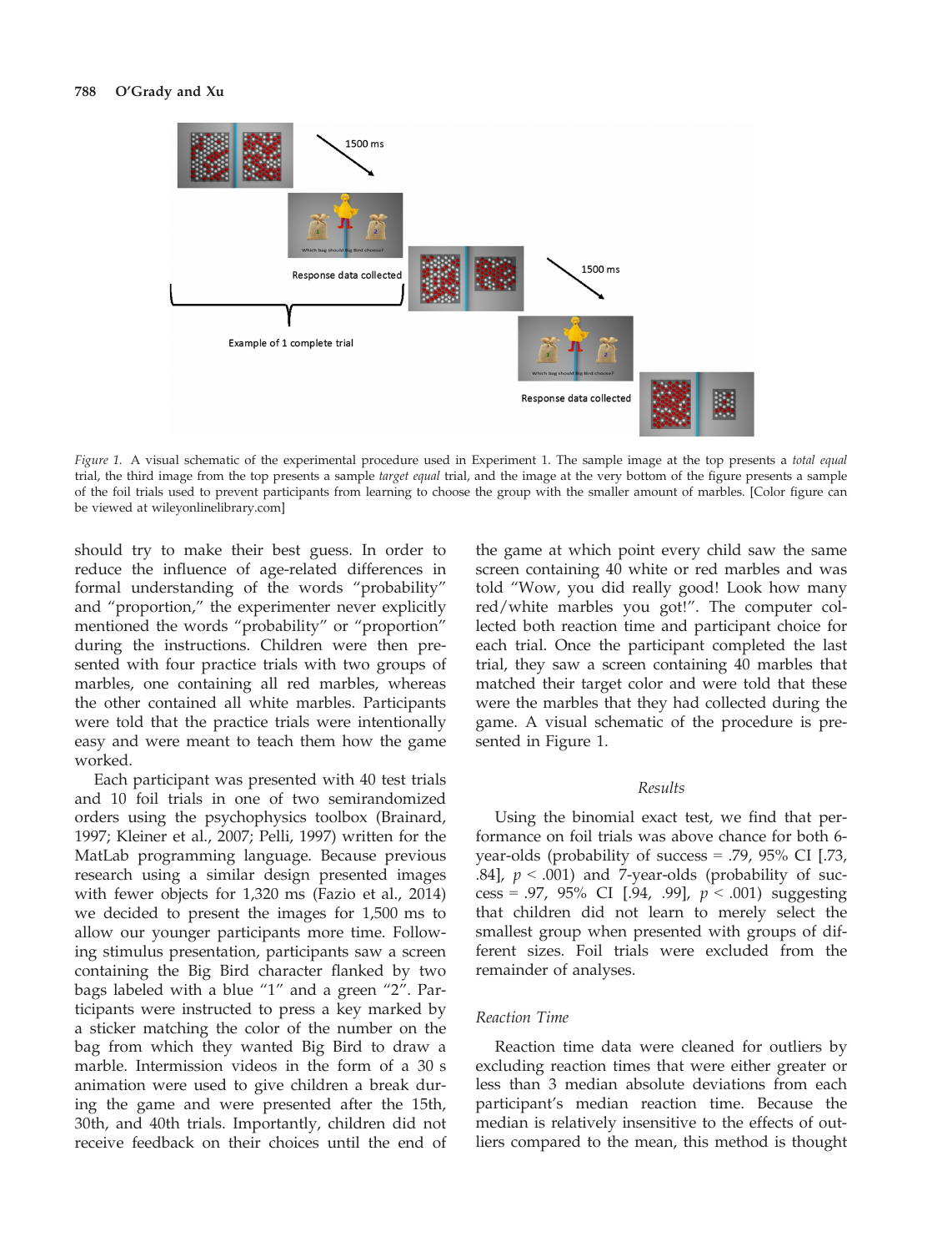Figure 1. A visual schematic of the experimental procedure used in Experiment 1. The sample image at the top presents a *total equal* trial, the third image from the top presents a sample *target equal* trial, and the image at the very bottom of the figure presents a sample of the foil trials used to prevent participants from learning to choose the group with the smaller amount of marbles. [Color figure can be viewed at wileyonlinelibrary.com]

should try to make their best guess. In order to reduce the influence of age-related differences in formal understanding of the words "probability" and "proportion," the experimenter never explicitly mentioned the words "probability" or "proportion" during the instructions. Children were then presented with four practice trials with two groups of marbles, one containing all red marbles, whereas the other contained all white marbles. Participants were told that the practice trials were intentionally easy and were meant to teach them how the game worked.

Each participant was presented with 40 test trials and 10 foil trials in one of two semirandomized orders using the psychophysics toolbox (Brainard, 1997; Kleiner et al., 2007; Pelli, 1997) written for the MatLab programming language. Because previous research using a similar design presented images with fewer objects for 1,320 ms (Fazio et al., 2014) we decided to present the images for 1,500 ms to allow our younger participants more time. Following stimulus presentation, participants saw a screen containing the Big Bird character flanked by two bags labeled with a blue "1" and a green "2". Participants were instructed to press a key marked by a sticker matching the color of the number on the bag from which they wanted Big Bird to draw a marble. Intermission videos in the form of a 30 s animation were used to give children a break during the game and were presented after the 15th, 30th, and 40th trials. Importantly, children did not receive feedback on their choices until the end of the game at which point every child saw the same screen containing 40 white or red marbles and was told "Wow, you did really good! Look how many red/white marbles you got!". The computer collected both reaction time and participant choice for each trial. Once the participant completed the last trial, they saw a screen containing 40 marbles that matched their target color and were told that these were the marbles that they had collected during the game. A visual schematic of the procedure is presented in Figure 1.

## Results

Using the binomial exact test, we find that performance on foil trials was above chance for both 6-year-olds (probability of success = .79, 95% CI [.73, .84], $p < .001$) and 7-year-olds (probability of success = .97, 95% CI [.94, .99], $p < .001$) suggesting that children did not learn to merely select the smallest group when presented with groups of different sizes. Foil trials were excluded from the remainder of analyses.

### Reaction Time

Reaction time data were cleaned for outliers by excluding reaction times that were either greater or less than 3 median absolute deviations from each participant's median reaction time. Because the median is relatively insensitive to the effects of outliers compared to the mean, this method is thought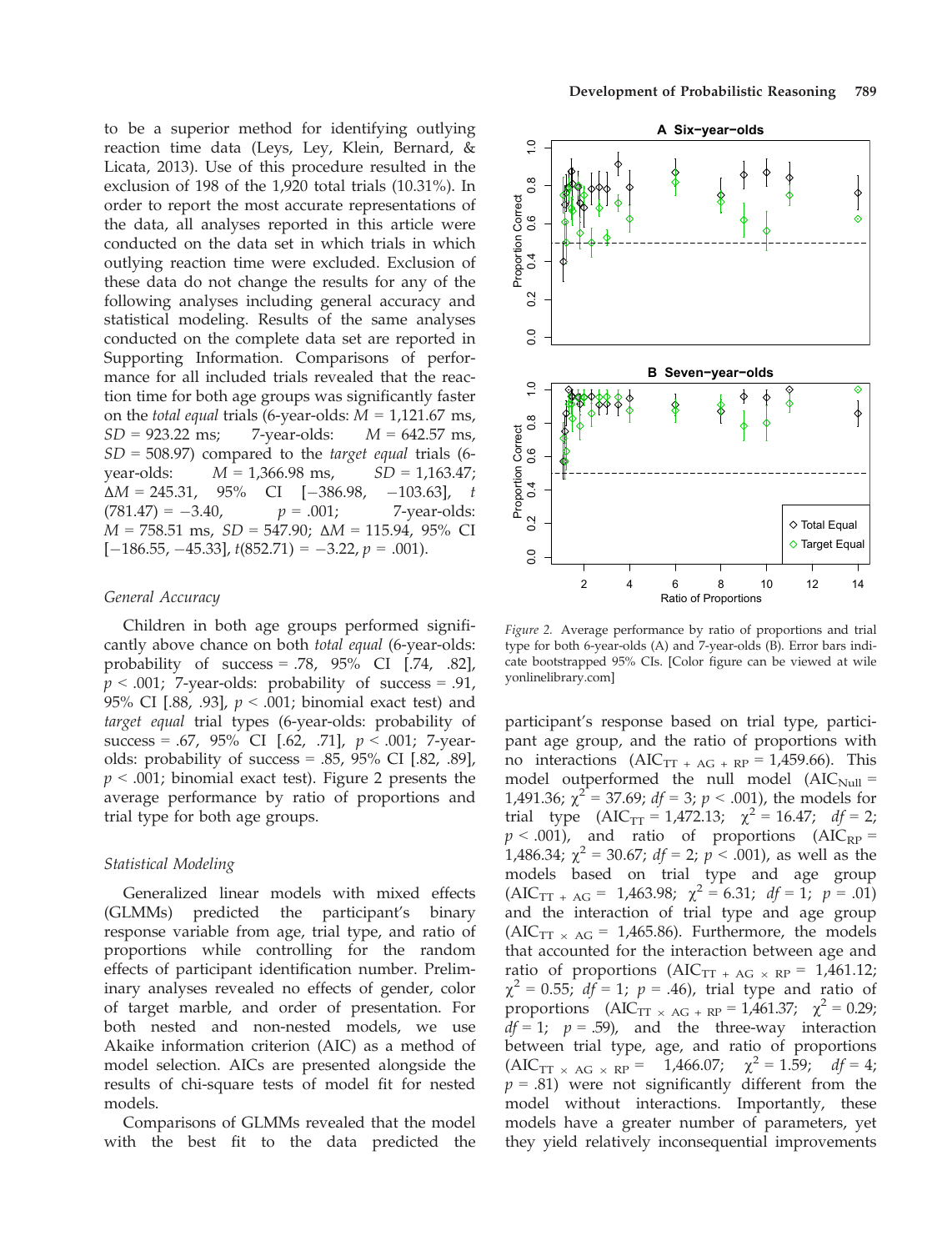to be a superior method for identifying outlying reaction time data (Leys, Ley, Klein, Bernard, & Licata, 2013). Use of this procedure resulted in the exclusion of 198 of the 1,920 total trials (10.31%). In order to report the most accurate representations of the data, all analyses reported in this article were conducted on the data set in which trials in which outlying reaction time were excluded. Exclusion of these data do not change the results for any of the following analyses including general accuracy and statistical modeling. Results of the same analyses conducted on the complete data set are reported in Supporting Information. Comparisons of performance for all included trials revealed that the reaction time for both age groups was significantly faster on the *total equal* trials (6-year-olds: $M$ = 1,121.67 ms, $SD$ = 923.22 ms; 7-year-olds: $M$ = 642.57 ms, $SD$ = 508.97) compared to the *target equal* trials (6-year-olds: $M$ = 1,366.98 ms, $SD$ = 1,163.47; $\Delta M$ = 245.31, 95% CI [−386.98, −103.63], $t(781.47) = -3.40$, $p$ = .001; 7-year-olds: $M$ = 758.51 ms, $SD$ = 547.90; $\Delta M$ = 115.94, 95% CI [−186.55, −45.33], $t(852.71) = -3.22$, $p$ = .001).

### General Accuracy

Children in both age groups performed significantly above chance on both *total equal* (6-year-olds: probability of success = .78, 95% CI [.74, .82], $p < .001$; 7-year-olds: probability of success = .91, 95% CI [.88, .93], $p < .001$; binomial exact test) and *target equal* trial types (6-year-olds: probability of success = .67, 95% CI [.62, .71], $p < .001$; 7-year-olds: probability of success = .85, 95% CI [.82, .89], $p < .001$; binomial exact test). Figure 2 presents the average performance by ratio of proportions and trial type for both age groups.

*Figure 2.* Average performance by ratio of proportions and trial type for both 6-year-olds (A) and 7-year-olds (B). Error bars indicate bootstrapped 95% CIs. [Color figure can be viewed at wileyonlinelibrary.com]

### Statistical Modeling

Generalized linear models with mixed effects (GLMMs) predicted the participant's binary response variable from age, trial type, and ratio of proportions while controlling for the random effects of participant identification number. Preliminary analyses revealed no effects of gender, color of target marble, and order of presentation. For both nested and non-nested models, we use Akaike information criterion (AIC) as a method of model selection. AICs are presented alongside the results of chi-square tests of model fit for nested models.

Comparisons of GLMMs revealed that the model with the best fit to the data predicted the participant's response based on trial type, participant age group, and the ratio of proportions with no interactions ($AIC_{TT\ +\ AG\ +\ RP}$ = 1,459.66). This model outperformed the null model ($AIC_{Null}$ = 1,491.36; $\chi^2$ = 37.69; $df$ = 3; $p < .001$), the models for trial type ($AIC_{TT}$ = 1,472.13; $\chi^2$ = 16.47; $df$ = 2; $p < .001$), and ratio of proportions ($AIC_{RP}$ = 1,486.34; $\chi^2$ = 30.67; $df$ = 2; $p < .001$), as well as the models based on trial type and age group ($AIC_{TT\ +\ AG}$ = 1,463.98; $\chi^2$ = 6.31; $df$ = 1; $p$ = .01) and the interaction of trial type and age group ($AIC_{TT\ \times\ AG}$ = 1,465.86). Furthermore, the models that accounted for the interaction between age and ratio of proportions ($AIC_{TT\ +\ AG\ \times\ RP}$ = 1,461.12; $\chi^2$ = 0.55; $df$ = 1; $p$ = .46), trial type and ratio of proportions ($AIC_{TT\ \times\ AG\ +\ RP}$ = 1,461.37; $\chi^2$ = 0.29; $df$ = 1; $p$ = .59), and the three-way interaction between trial type, age, and ratio of proportions ($AIC_{TT\ \times\ AG\ \times\ RP}$ = 1,466.07; $\chi^2$ = 1.59; $df$ = 4; $p$ = .81) were not significantly different from the model without interactions. Importantly, these models have a greater number of parameters, yet they yield relatively inconsequential improvements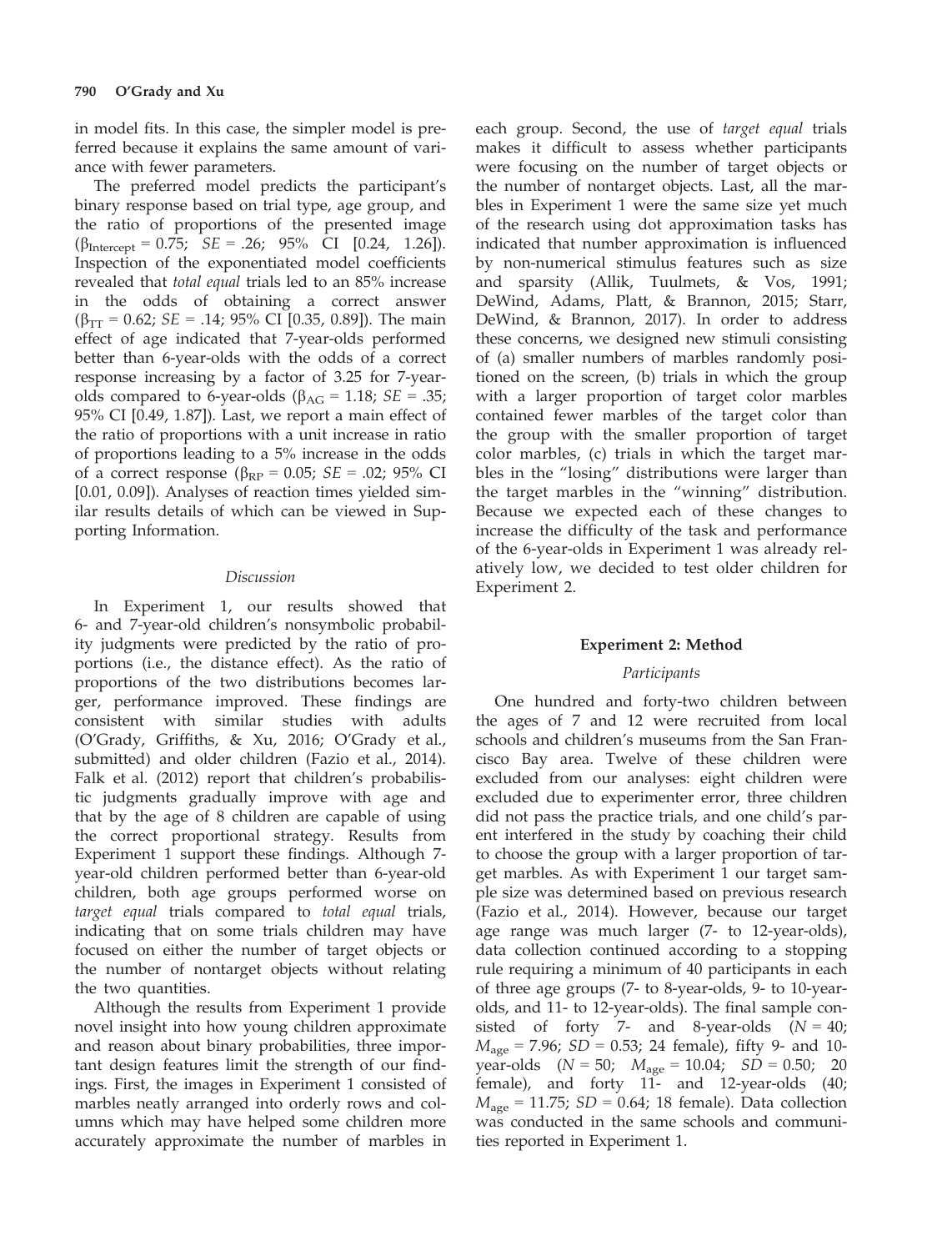in model fits. In this case, the simpler model is preferred because it explains the same amount of variance with fewer parameters.

The preferred model predicts the participant's binary response based on trial type, age group, and the ratio of proportions of the presented image ($\beta_{Intercept}$ = 0.75; *SE* = .26; 95% CI [0.24, 1.26]). Inspection of the exponentiated model coefficients revealed that *total equal* trials led to an 85% increase in the odds of obtaining a correct answer ($\beta_{TT}$ = 0.62; *SE* = .14; 95% CI [0.35, 0.89]). The main effect of age indicated that 7-year-olds performed better than 6-year-olds with the odds of a correct response increasing by a factor of 3.25 for 7-year-olds compared to 6-year-olds ($\beta_{AG}$ = 1.18; *SE* = .35; 95% CI [0.49, 1.87]). Last, we report a main effect of the ratio of proportions with a unit increase in ratio of proportions leading to a 5% increase in the odds of a correct response ($\beta_{RP}$ = 0.05; *SE* = .02; 95% CI [0.01, 0.09]). Analyses of reaction times yielded similar results details of which can be viewed in Supporting Information.

### *Discussion*

In Experiment 1, our results showed that 6- and 7-year-old children's nonsymbolic probability judgments were predicted by the ratio of proportions (i.e., the distance effect). As the ratio of proportions of the two distributions becomes larger, performance improved. These findings are consistent with similar studies with adults (O'Grady, Griffiths, & Xu, 2016; O'Grady et al., submitted) and older children (Fazio et al., 2014). Falk et al. (2012) report that children's probabilistic judgments gradually improve with age and that by the age of 8 children are capable of using the correct proportional strategy. Results from Experiment 1 support these findings. Although 7-year-old children performed better than 6-year-old children, both age groups performed worse on *target equal* trials compared to *total equal* trials, indicating that on some trials children may have focused on either the number of target objects or the number of nontarget objects without relating the two quantities.

Although the results from Experiment 1 provide novel insight into how young children approximate and reason about binary probabilities, three important design features limit the strength of our findings. First, the images in Experiment 1 consisted of marbles neatly arranged into orderly rows and columns which may have helped some children more accurately approximate the number of marbles in each group. Second, the use of *target equal* trials makes it difficult to assess whether participants were focusing on the number of target objects or the number of nontarget objects. Last, all the marbles in Experiment 1 were the same size yet much of the research using dot approximation tasks has indicated that number approximation is influenced by non-numerical stimulus features such as size and sparsity (Allik, Tuulmets, & Vos, 1991; DeWind, Adams, Platt, & Brannon, 2015; Starr, DeWind, & Brannon, 2017). In order to address these concerns, we designed new stimuli consisting of (a) smaller numbers of marbles randomly positioned on the screen, (b) trials in which the group with a larger proportion of target color marbles contained fewer marbles of the target color than the group with the smaller proportion of target color marbles, (c) trials in which the target marbles in the "losing" distributions were larger than the target marbles in the "winning" distribution. Because we expected each of these changes to increase the difficulty of the task and performance of the 6-year-olds in Experiment 1 was already relatively low, we decided to test older children for Experiment 2.

## Experiment 2: Method

### *Participants*

One hundred and forty-two children between the ages of 7 and 12 were recruited from local schools and children's museums from the San Francisco Bay area. Twelve of these children were excluded from our analyses: eight children were excluded due to experimenter error, three children did not pass the practice trials, and one child's parent interfered in the study by coaching their child to choose the group with a larger proportion of target marbles. As with Experiment 1 our target sample size was determined based on previous research (Fazio et al., 2014). However, because our target age range was much larger (7- to 12-year-olds), data collection continued according to a stopping rule requiring a minimum of 40 participants in each of three age groups (7- to 8-year-olds, 9- to 10-year-olds, and 11- to 12-year-olds). The final sample consisted of forty 7- and 8-year-olds ($N$ = 40; $M_{age}$ = 7.96; *SD* = 0.53; 24 female), fifty 9- and 10-year-olds ($N$ = 50; $M_{age}$ = 10.04; *SD* = 0.50; 20 female), and forty 11- and 12-year-olds (40; $M_{age}$ = 11.75; *SD* = 0.64; 18 female). Data collection was conducted in the same schools and communities reported in Experiment 1.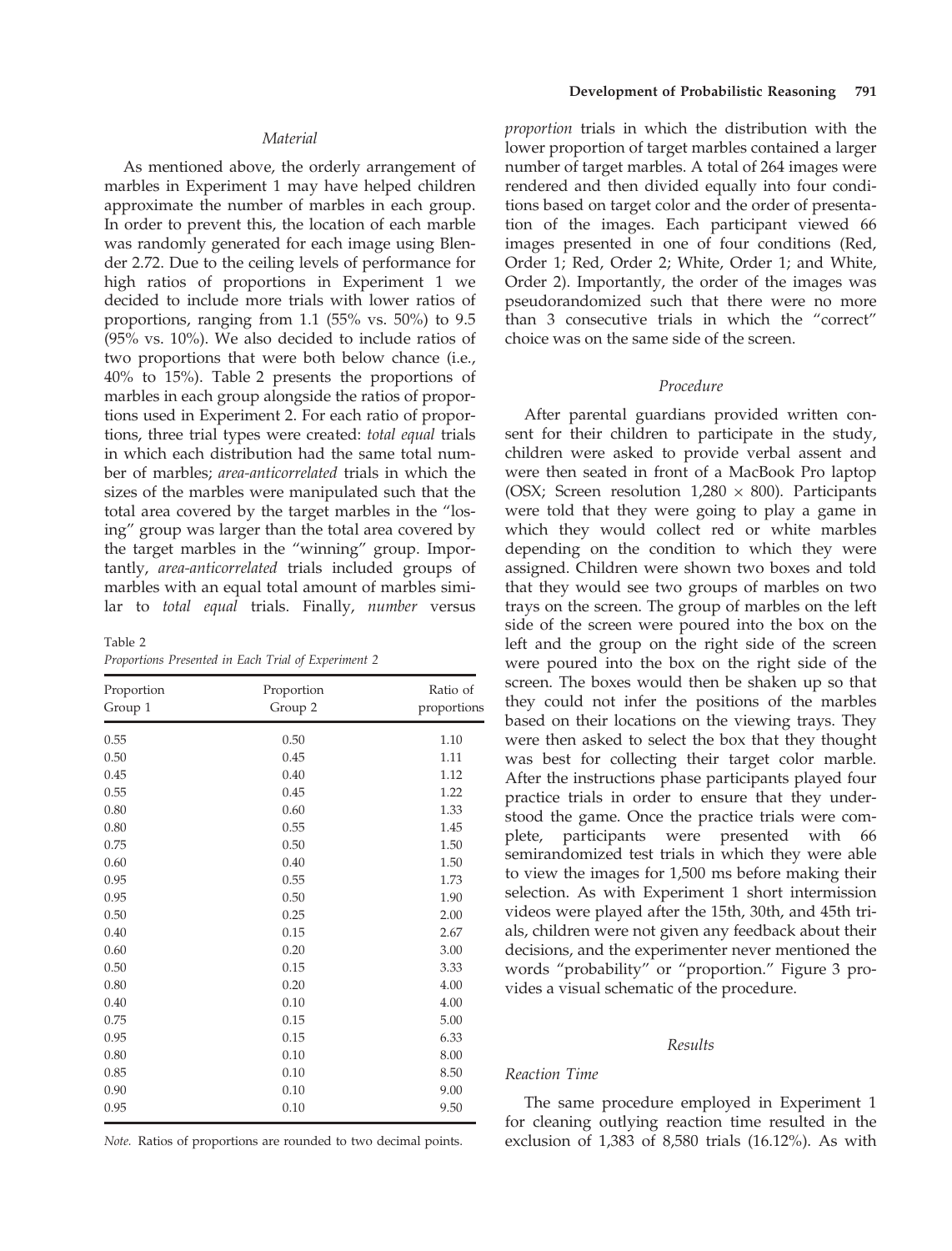### Material

As mentioned above, the orderly arrangement of marbles in Experiment 1 may have helped children approximate the number of marbles in each group. In order to prevent this, the location of each marble was randomly generated for each image using Blender 2.72. Due to the ceiling levels of performance for high ratios of proportions in Experiment 1 we decided to include more trials with lower ratios of proportions, ranging from 1.1 (55% vs. 50%) to 9.5 (95% vs. 10%). We also decided to include ratios of two proportions that were both below chance (i.e., 40% to 15%). Table 2 presents the proportions of marbles in each group alongside the ratios of proportions used in Experiment 2. For each ratio of proportions, three trial types were created: *total equal* trials in which each distribution had the same total number of marbles; *area-anticorrelated* trials in which the sizes of the marbles were manipulated such that the total area covered by the target marbles in the "losing" group was larger than the total area covered by the target marbles in the "winning" group. Importantly, *area-anticorrelated* trials included groups of marbles with an equal total amount of marbles similar to *total equal* trials. Finally, *number* versus *proportion* trials in which the distribution with the lower proportion of target marbles contained a larger number of target marbles. A total of 264 images were rendered and then divided equally into four conditions based on target color and the order of presentation of the images. Each participant viewed 66 images presented in one of four conditions (Red, Order 1; Red, Order 2; White, Order 1; and White, Order 2). Importantly, the order of the images was pseudorandomized such that there were no more than 3 consecutive trials in which the "correct" choice was on the same side of the screen.

Table 2
*Proportions Presented in Each Trial of Experiment 2*

| Proportion Group 1 | Proportion Group 2 | Ratio of proportions |
|---|---|---|
| 0.55 | 0.50 | 1.10 |
| 0.50 | 0.45 | 1.11 |
| 0.45 | 0.40 | 1.12 |
| 0.55 | 0.45 | 1.22 |
| 0.80 | 0.60 | 1.33 |
| 0.80 | 0.55 | 1.45 |
| 0.75 | 0.50 | 1.50 |
| 0.60 | 0.40 | 1.50 |
| 0.95 | 0.55 | 1.73 |
| 0.95 | 0.50 | 1.90 |
| 0.50 | 0.25 | 2.00 |
| 0.40 | 0.15 | 2.67 |
| 0.60 | 0.20 | 3.00 |
| 0.50 | 0.15 | 3.33 |
| 0.80 | 0.20 | 4.00 |
| 0.40 | 0.10 | 4.00 |
| 0.75 | 0.15 | 5.00 |
| 0.95 | 0.15 | 6.33 |
| 0.80 | 0.10 | 8.00 |
| 0.85 | 0.10 | 8.50 |
| 0.90 | 0.10 | 9.00 |
| 0.95 | 0.10 | 9.50 |

*Note.* Ratios of proportions are rounded to two decimal points.

### Procedure

After parental guardians provided written consent for their children to participate in the study, children were asked to provide verbal assent and were then seated in front of a MacBook Pro laptop (OSX; Screen resolution 1,280 × 800). Participants were told that they were going to play a game in which they would collect red or white marbles depending on the condition to which they were assigned. Children were shown two boxes and told that they would see two groups of marbles on two trays on the screen. The group of marbles on the left side of the screen were poured into the box on the left and the group on the right side of the screen were poured into the box on the right side of the screen. The boxes would then be shaken up so that they could not infer the positions of the marbles based on their locations on the viewing trays. They were then asked to select the box that they thought was best for collecting their target color marble. After the instructions phase participants played four practice trials in order to ensure that they understood the game. Once the practice trials were complete, participants were presented with 66 semirandomized test trials in which they were able to view the images for 1,500 ms before making their selection. As with Experiment 1 short intermission videos were played after the 15th, 30th, and 45th trials, children were not given any feedback about their decisions, and the experimenter never mentioned the words "probability" or "proportion." Figure 3 provides a visual schematic of the procedure.

### Results

#### Reaction Time

The same procedure employed in Experiment 1 for cleaning outlying reaction time resulted in the exclusion of 1,383 of 8,580 trials (16.12%). As with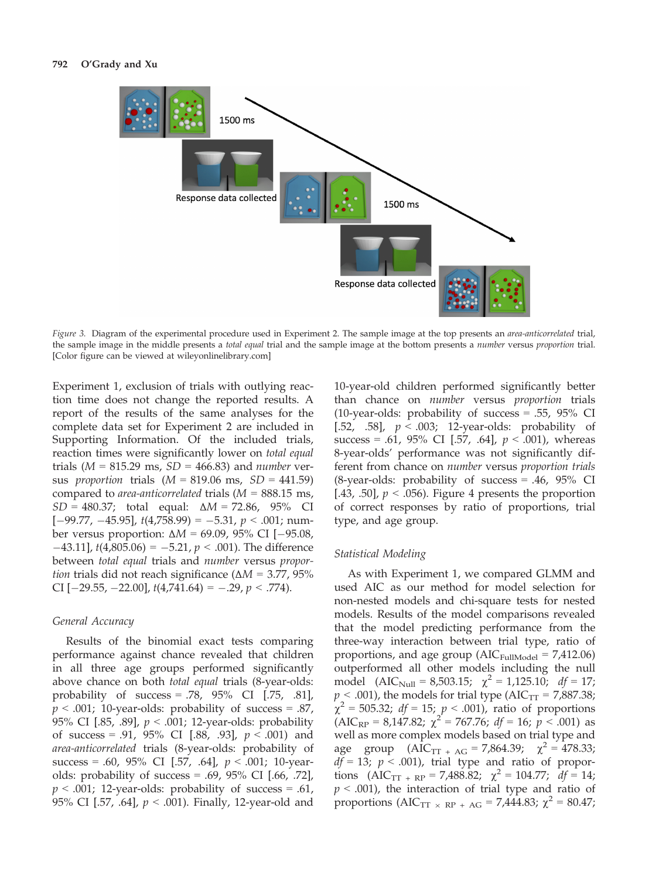*Figure 3.* Diagram of the experimental procedure used in Experiment 2. The sample image at the top presents an *area-anticorrelated* trial, the sample image in the middle presents a *total equal* trial and the sample image at the bottom presents a *number* versus *proportion* trial. [Color figure can be viewed at wileyonlinelibrary.com]

Experiment 1, exclusion of trials with outlying reaction time does not change the reported results. A report of the results of the same analyses for the complete data set for Experiment 2 are included in Supporting Information. Of the included trials, reaction times were significantly lower on *total equal* trials ($M$ = 815.29 ms, $SD$ = 466.83) and *number* versus *proportion* trials ($M$ = 819.06 ms, $SD$ = 441.59) compared to *area-anticorrelated* trials ($M$ = 888.15 ms, $SD$ = 480.37; total equal: $\Delta M$ = 72.86, 95% CI [−99.77, −45.95], $t(4{,}758.99) = -5.31$, $p < .001$; number versus proportion: $\Delta M$ = 69.09, 95% CI [−95.08, −43.11], $t(4{,}805.06) = -5.21$, $p < .001$). The difference between *total equal* trials and *number* versus *proportion* trials did not reach significance ($\Delta M$ = 3.77, 95% CI [−29.55, −22.00], $t(4{,}741.64) = -.29$, $p < .774$).

### General Accuracy

Results of the binomial exact tests comparing performance against chance revealed that children in all three age groups performed significantly above chance on both *total equal* trials (8-year-olds: probability of success = .78, 95% CI [.75, .81], $p < .001$; 10-year-olds: probability of success = .87, 95% CI [.85, .89], $p < .001$; 12-year-olds: probability of success = .91, 95% CI [.88, .93], $p < .001$) and *area-anticorrelated* trials (8-year-olds: probability of success = .60, 95% CI [.57, .64], $p < .001$; 10-year-olds: probability of success = .69, 95% CI [.66, .72], $p < .001$; 12-year-olds: probability of success = .61, 95% CI [.57, .64], $p < .001$). Finally, 12-year-old and 10-year-old children performed significantly better than chance on *number* versus *proportion* trials (10-year-olds: probability of success = .55, 95% CI [.52, .58], $p < .003$; 12-year-olds: probability of success = .61, 95% CI [.57, .64], $p < .001$), whereas 8-year-olds' performance was not significantly different from chance on *number* versus *proportion trials* (8-year-olds: probability of success = .46, 95% CI [.43, .50], $p < .056$). Figure 4 presents the proportion of correct responses by ratio of proportions, trial type, and age group.

### Statistical Modeling

As with Experiment 1, we compared GLMM and used AIC as our method for model selection for non-nested models and chi-square tests for nested models. Results of the model comparisons revealed that the model predicting performance from the three-way interaction between trial type, ratio of proportions, and age group ($AIC_{FullModel}$ = 7,412.06) outperformed all other models including the null model ($AIC_{Null}$ = 8,503.15; $\chi^2$ = 1,125.10; $df$ = 17; $p < .001$), the models for trial type ($AIC_{TT}$ = 7,887.38; $\chi^2$ = 505.32; $df$ = 15; $p < .001$), ratio of proportions ($AIC_{RP}$ = 8,147.82; $\chi^2$ = 767.76; $df$ = 16; $p < .001$) as well as more complex models based on trial type and age group ($AIC_{TT\,+\,AG}$ = 7,864.39; $\chi^2$ = 478.33; $df$ = 13; $p < .001$), trial type and ratio of proportions ($AIC_{TT\,+\,RP}$ = 7,488.82; $\chi^2$ = 104.77; $df$ = 14; $p < .001$), the interaction of trial type and ratio of proportions ($AIC_{TT\,\times\,RP\,+\,AG}$ = 7,444.83; $\chi^2$ = 80.47;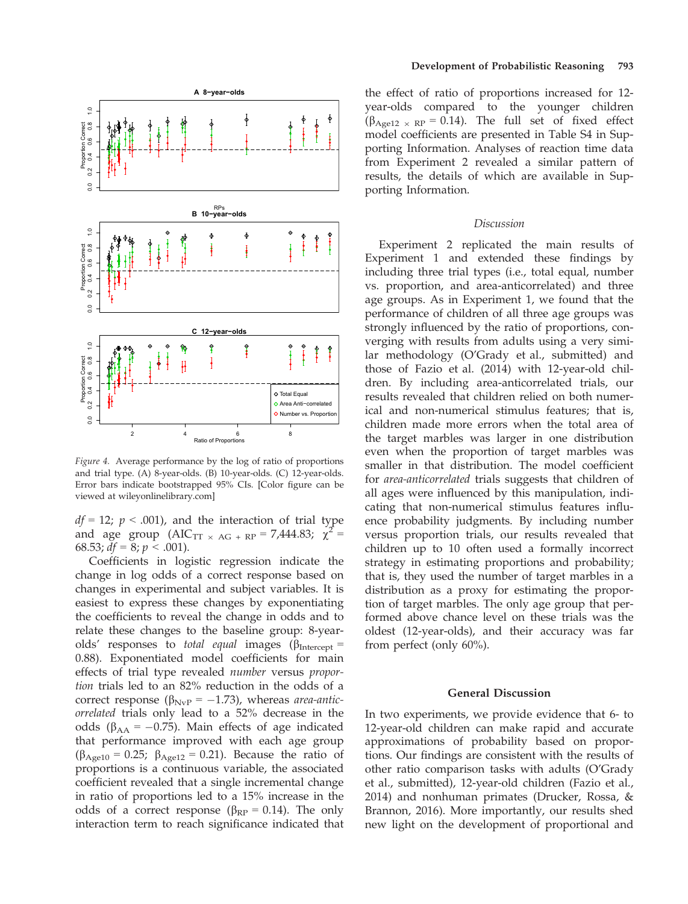Figure 4. Average performance by the log of ratio of proportions and trial type. (A) 8-year-olds. (B) 10-year-olds. (C) 12-year-olds. Error bars indicate bootstrapped 95% CIs. [Color figure can be viewed at wileyonlinelibrary.com]

$df = 12$; $p < .001$), and the interaction of trial type and age group ($AIC_{TT \times AG + RP} = 7{,}444.83$; $\chi^2 = 68.53$; $df = 8$; $p < .001$).

Coefficients in logistic regression indicate the change in log odds of a correct response based on changes in experimental and subject variables. It is easiest to express these changes by exponentiating the coefficients to reveal the change in odds and to relate these changes to the baseline group: 8-year-olds' responses to *total equal* images ($\beta_{Intercept} = 0.88$). Exponentiated model coefficients for main effects of trial type revealed *number* versus *proportion* trials led to an 82% reduction in the odds of a correct response ($\beta_{NvP} = -1.73$), whereas *area-anticorrelated* trials only lead to a 52% decrease in the odds ($\beta_{AA} = -0.75$). Main effects of age indicated that performance improved with each age group ($\beta_{Age10} = 0.25$; $\beta_{Age12} = 0.21$). Because the ratio of proportions is a continuous variable, the associated coefficient revealed that a single incremental change in ratio of proportions led to a 15% increase in the odds of a correct response ($\beta_{RP} = 0.14$). The only interaction term to reach significance indicated that the effect of ratio of proportions increased for 12-year-olds compared to the younger children ($\beta_{Age12 \times RP} = 0.14$). The full set of fixed effect model coefficients are presented in Table S4 in Supporting Information. Analyses of reaction time data from Experiment 2 revealed a similar pattern of results, the details of which are available in Supporting Information.

### *Discussion*

Experiment 2 replicated the main results of Experiment 1 and extended these findings by including three trial types (i.e., total equal, number vs. proportion, and area-anticorrelated) and three age groups. As in Experiment 1, we found that the performance of children of all three age groups was strongly influenced by the ratio of proportions, converging with results from adults using a very similar methodology (O'Grady et al., submitted) and those of Fazio et al. (2014) with 12-year-old children. By including area-anticorrelated trials, our results revealed that children relied on both numerical and non-numerical stimulus features; that is, children made more errors when the total area of the target marbles was larger in one distribution even when the proportion of target marbles was smaller in that distribution. The model coefficient for *area-anticorrelated* trials suggests that children of all ages were influenced by this manipulation, indicating that non-numerical stimulus features influence probability judgments. By including number versus proportion trials, our results revealed that children up to 10 often used a formally incorrect strategy in estimating proportions and probability; that is, they used the number of target marbles in a distribution as a proxy for estimating the proportion of target marbles. The only age group that performed above chance level on these trials was the oldest (12-year-olds), and their accuracy was far from perfect (only 60%).

## General Discussion

In two experiments, we provide evidence that 6- to 12-year-old children can make rapid and accurate approximations of probability based on proportions. Our findings are consistent with the results of other ratio comparison tasks with adults (O'Grady et al., submitted), 12-year-old children (Fazio et al., 2014) and nonhuman primates (Drucker, Rossa, & Brannon, 2016). More importantly, our results shed new light on the development of proportional and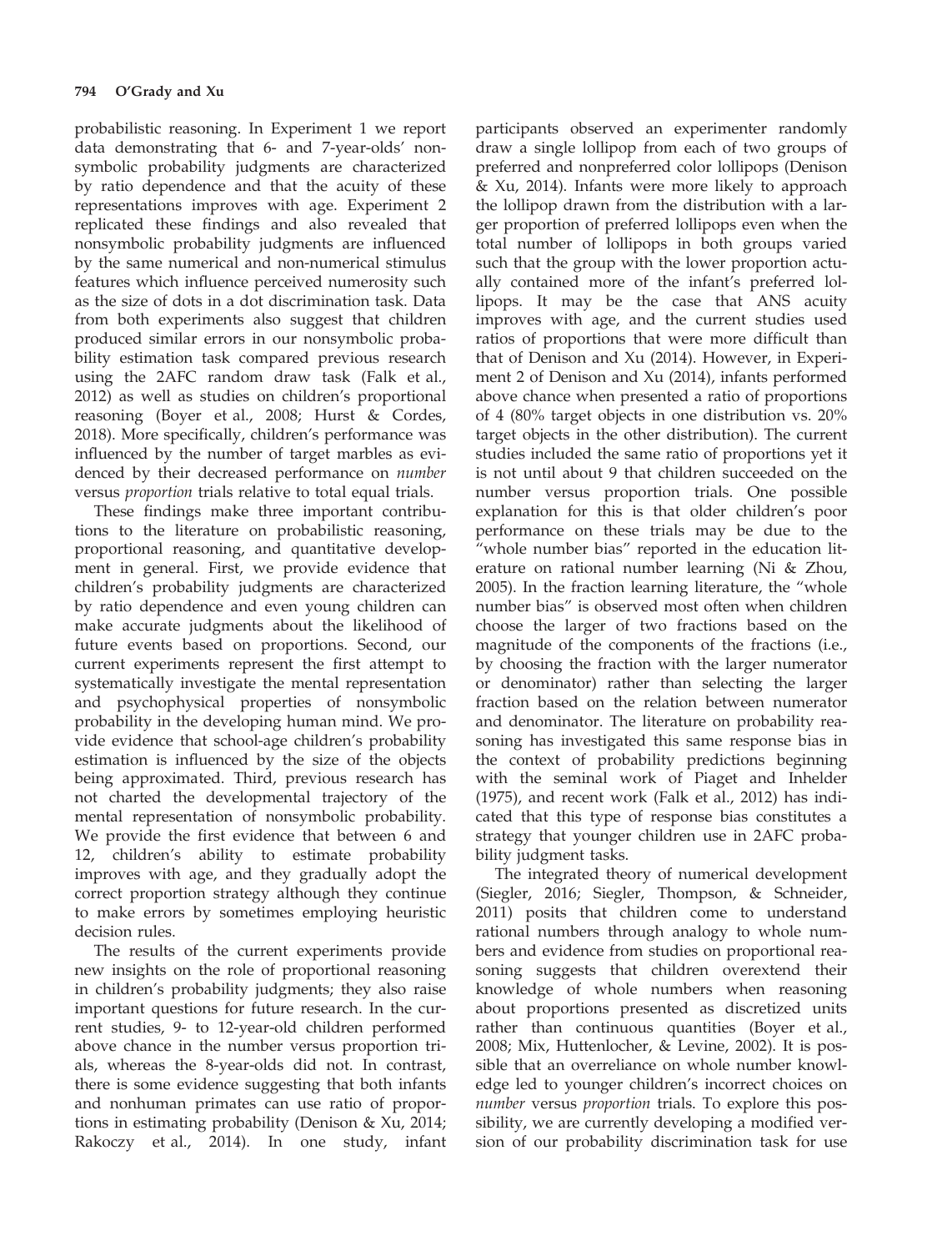probabilistic reasoning. In Experiment 1 we report data demonstrating that 6- and 7-year-olds' nonsymbolic probability judgments are characterized by ratio dependence and that the acuity of these representations improves with age. Experiment 2 replicated these findings and also revealed that nonsymbolic probability judgments are influenced by the same numerical and non-numerical stimulus features which influence perceived numerosity such as the size of dots in a dot discrimination task. Data from both experiments also suggest that children produced similar errors in our nonsymbolic probability estimation task compared previous research using the 2AFC random draw task (Falk et al., 2012) as well as studies on children's proportional reasoning (Boyer et al., 2008; Hurst & Cordes, 2018). More specifically, children's performance was influenced by the number of target marbles as evidenced by their decreased performance on *number* versus *proportion* trials relative to total equal trials.

These findings make three important contributions to the literature on probabilistic reasoning, proportional reasoning, and quantitative development in general. First, we provide evidence that children's probability judgments are characterized by ratio dependence and even young children can make accurate judgments about the likelihood of future events based on proportions. Second, our current experiments represent the first attempt to systematically investigate the mental representation and psychophysical properties of nonsymbolic probability in the developing human mind. We provide evidence that school-age children's probability estimation is influenced by the size of the objects being approximated. Third, previous research has not charted the developmental trajectory of the mental representation of nonsymbolic probability. We provide the first evidence that between 6 and 12, children's ability to estimate probability improves with age, and they gradually adopt the correct proportion strategy although they continue to make errors by sometimes employing heuristic decision rules.

The results of the current experiments provide new insights on the role of proportional reasoning in children's probability judgments; they also raise important questions for future research. In the current studies, 9- to 12-year-old children performed above chance in the number versus proportion trials, whereas the 8-year-olds did not. In contrast, there is some evidence suggesting that both infants and nonhuman primates can use ratio of proportions in estimating probability (Denison & Xu, 2014; Rakoczy et al., 2014). In one study, infant participants observed an experimenter randomly draw a single lollipop from each of two groups of preferred and nonpreferred color lollipops (Denison & Xu, 2014). Infants were more likely to approach the lollipop drawn from the distribution with a larger proportion of preferred lollipops even when the total number of lollipops in both groups varied such that the group with the lower proportion actually contained more of the infant's preferred lollipops. It may be the case that ANS acuity improves with age, and the current studies used ratios of proportions that were more difficult than that of Denison and Xu (2014). However, in Experiment 2 of Denison and Xu (2014), infants performed above chance when presented a ratio of proportions of 4 (80% target objects in one distribution vs. 20% target objects in the other distribution). The current studies included the same ratio of proportions yet it is not until about 9 that children succeeded on the number versus proportion trials. One possible explanation for this is that older children's poor performance on these trials may be due to the "whole number bias" reported in the education literature on rational number learning (Ni & Zhou, 2005). In the fraction learning literature, the "whole number bias" is observed most often when children choose the larger of two fractions based on the magnitude of the components of the fractions (i.e., by choosing the fraction with the larger numerator or denominator) rather than selecting the larger fraction based on the relation between numerator and denominator. The literature on probability reasoning has investigated this same response bias in the context of probability predictions beginning with the seminal work of Piaget and Inhelder (1975), and recent work (Falk et al., 2012) has indicated that this type of response bias constitutes a strategy that younger children use in 2AFC probability judgment tasks.

The integrated theory of numerical development (Siegler, 2016; Siegler, Thompson, & Schneider, 2011) posits that children come to understand rational numbers through analogy to whole numbers and evidence from studies on proportional reasoning suggests that children overextend their knowledge of whole numbers when reasoning about proportions presented as discretized units rather than continuous quantities (Boyer et al., 2008; Mix, Huttenlocher, & Levine, 2002). It is possible that an overreliance on whole number knowledge led to younger children's incorrect choices on *number* versus *proportion* trials. To explore this possibility, we are currently developing a modified version of our probability discrimination task for use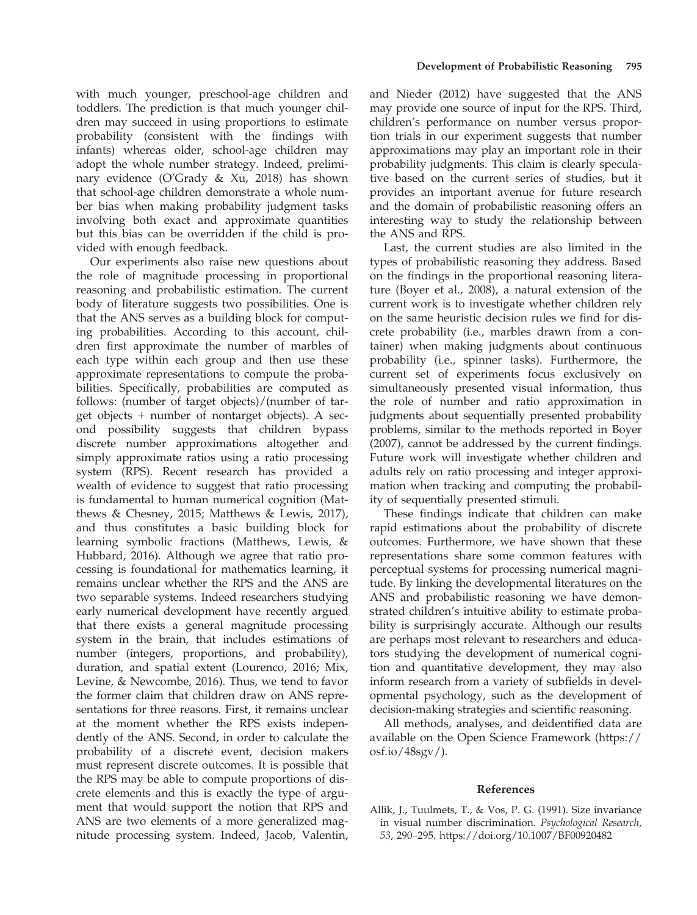with much younger, preschool-age children and toddlers. The prediction is that much younger children may succeed in using proportions to estimate probability (consistent with the findings with infants) whereas older, school-age children may adopt the whole number strategy. Indeed, preliminary evidence (O'Grady & Xu, 2018) has shown that school-age children demonstrate a whole number bias when making probability judgment tasks involving both exact and approximate quantities but this bias can be overridden if the child is provided with enough feedback.

Our experiments also raise new questions about the role of magnitude processing in proportional reasoning and probabilistic estimation. The current body of literature suggests two possibilities. One is that the ANS serves as a building block for computing probabilities. According to this account, children first approximate the number of marbles of each type within each group and then use these approximate representations to compute the probabilities. Specifically, probabilities are computed as follows: (number of target objects)/(number of target objects + number of nontarget objects). A second possibility suggests that children bypass discrete number approximations altogether and simply approximate ratios using a ratio processing system (RPS). Recent research has provided a wealth of evidence to suggest that ratio processing is fundamental to human numerical cognition (Matthews & Chesney, 2015; Matthews & Lewis, 2017), and thus constitutes a basic building block for learning symbolic fractions (Matthews, Lewis, & Hubbard, 2016). Although we agree that ratio processing is foundational for mathematics learning, it remains unclear whether the RPS and the ANS are two separable systems. Indeed researchers studying early numerical development have recently argued that there exists a general magnitude processing system in the brain, that includes estimations of number (integers, proportions, and probability), duration, and spatial extent (Lourenco, 2016; Mix, Levine, & Newcombe, 2016). Thus, we tend to favor the former claim that children draw on ANS representations for three reasons. First, it remains unclear at the moment whether the RPS exists independently of the ANS. Second, in order to calculate the probability of a discrete event, decision makers must represent discrete outcomes. It is possible that the RPS may be able to compute proportions of discrete elements and this is exactly the type of argument that would support the notion that RPS and ANS are two elements of a more generalized magnitude processing system. Indeed, Jacob, Valentin, and Nieder (2012) have suggested that the ANS may provide one source of input for the RPS. Third, children's performance on number versus proportion trials in our experiment suggests that number approximations may play an important role in their probability judgments. This claim is clearly speculative based on the current series of studies, but it provides an important avenue for future research and the domain of probabilistic reasoning offers an interesting way to study the relationship between the ANS and RPS.

Last, the current studies are also limited in the types of probabilistic reasoning they address. Based on the findings in the proportional reasoning literature (Boyer et al., 2008), a natural extension of the current work is to investigate whether children rely on the same heuristic decision rules we find for discrete probability (i.e., marbles drawn from a container) when making judgments about continuous probability (i.e., spinner tasks). Furthermore, the current set of experiments focus exclusively on simultaneously presented visual information, thus the role of number and ratio approximation in judgments about sequentially presented probability problems, similar to the methods reported in Boyer (2007), cannot be addressed by the current findings. Future work will investigate whether children and adults rely on ratio processing and integer approximation when tracking and computing the probability of sequentially presented stimuli.

These findings indicate that children can make rapid estimations about the probability of discrete outcomes. Furthermore, we have shown that these representations share some common features with perceptual systems for processing numerical magnitude. By linking the developmental literatures on the ANS and probabilistic reasoning we have demonstrated children's intuitive ability to estimate probability is surprisingly accurate. Although our results are perhaps most relevant to researchers and educators studying the development of numerical cognition and quantitative development, they may also inform research from a variety of subfields in developmental psychology, such as the development of decision-making strategies and scientific reasoning.

All methods, analyses, and deidentified data are available on the Open Science Framework (https://osf.io/48sgv/).

## References

Allik, J., Tuulmets, T., & Vos, P. G. (1991). Size invariance in visual number discrimination. *Psychological Research*, *53*, 290–295. https://doi.org/10.1007/BF00920482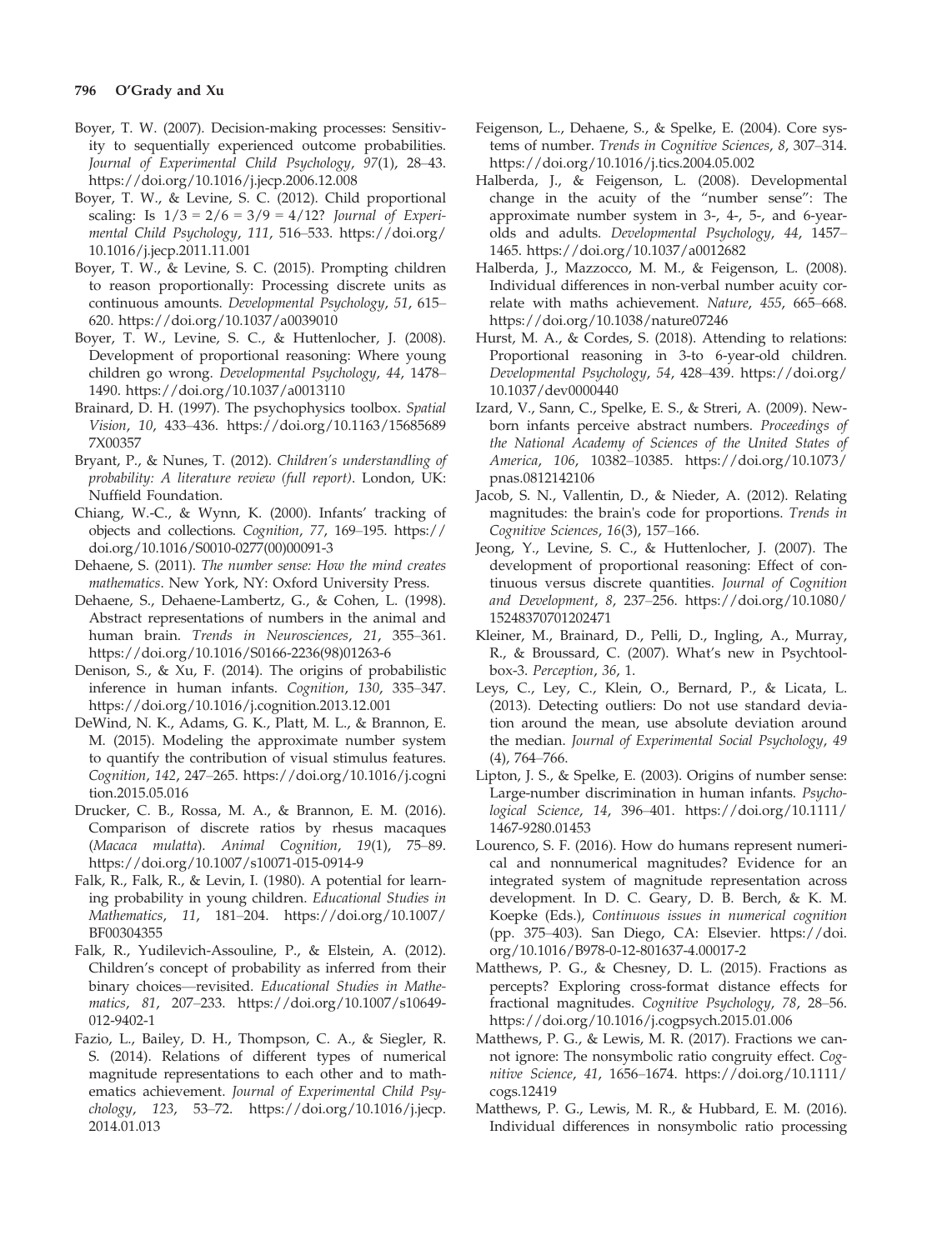Boyer, T. W. (2007). Decision-making processes: Sensitivity to sequentially experienced outcome probabilities. *Journal of Experimental Child Psychology*, *97*(1), 28–43. https://doi.org/10.1016/j.jecp.2006.12.008

Boyer, T. W., & Levine, S. C. (2012). Child proportional scaling: Is 1/3 = 2/6 = 3/9 = 4/12? *Journal of Experimental Child Psychology*, *111*, 516–533. https://doi.org/10.1016/j.jecp.2011.11.001

Boyer, T. W., & Levine, S. C. (2015). Prompting children to reason proportionally: Processing discrete units as continuous amounts. *Developmental Psychology*, *51*, 615–620. https://doi.org/10.1037/a0039010

Boyer, T. W., Levine, S. C., & Huttenlocher, J. (2008). Development of proportional reasoning: Where young children go wrong. *Developmental Psychology*, *44*, 1478–1490. https://doi.org/10.1037/a0013110

Brainard, D. H. (1997). The psychophysics toolbox. *Spatial Vision*, *10*, 433–436. https://doi.org/10.1163/156856897X00357

Bryant, P., & Nunes, T. (2012). *Children's understandling of probability: A literature review (full report)*. London, UK: Nuffield Foundation.

Chiang, W.-C., & Wynn, K. (2000). Infants' tracking of objects and collections. *Cognition*, *77*, 169–195. https://doi.org/10.1016/S0010-0277(00)00091-3

Dehaene, S. (2011). *The number sense: How the mind creates mathematics*. New York, NY: Oxford University Press.

Dehaene, S., Dehaene-Lambertz, G., & Cohen, L. (1998). Abstract representations of numbers in the animal and human brain. *Trends in Neurosciences*, *21*, 355–361. https://doi.org/10.1016/S0166-2236(98)01263-6

Denison, S., & Xu, F. (2014). The origins of probabilistic inference in human infants. *Cognition*, *130*, 335–347. https://doi.org/10.1016/j.cognition.2013.12.001

DeWind, N. K., Adams, G. K., Platt, M. L., & Brannon, E. M. (2015). Modeling the approximate number system to quantify the contribution of visual stimulus features. *Cognition*, *142*, 247–265. https://doi.org/10.1016/j.cognition.2015.05.016

Drucker, C. B., Rossa, M. A., & Brannon, E. M. (2016). Comparison of discrete ratios by rhesus macaques (*Macaca mulatta*). *Animal Cognition*, *19*(1), 75–89. https://doi.org/10.1007/s10071-015-0914-9

Falk, R., Falk, R., & Levin, I. (1980). A potential for learning probability in young children. *Educational Studies in Mathematics*, *11*, 181–204. https://doi.org/10.1007/BF00304355

Falk, R., Yudilevich-Assouline, P., & Elstein, A. (2012). Children's concept of probability as inferred from their binary choices—revisited. *Educational Studies in Mathematics*, *81*, 207–233. https://doi.org/10.1007/s10649-012-9402-1

Fazio, L., Bailey, D. H., Thompson, C. A., & Siegler, R. S. (2014). Relations of different types of numerical magnitude representations to each other and to mathematics achievement. *Journal of Experimental Child Psychology*, *123*, 53–72. https://doi.org/10.1016/j.jecp.2014.01.013

Feigenson, L., Dehaene, S., & Spelke, E. (2004). Core systems of number. *Trends in Cognitive Sciences*, *8*, 307–314. https://doi.org/10.1016/j.tics.2004.05.002

Halberda, J., & Feigenson, L. (2008). Developmental change in the acuity of the "number sense": The approximate number system in 3-, 4-, 5-, and 6-year-olds and adults. *Developmental Psychology*, *44*, 1457–1465. https://doi.org/10.1037/a0012682

Halberda, J., Mazzocco, M. M., & Feigenson, L. (2008). Individual differences in non-verbal number acuity correlate with maths achievement. *Nature*, *455*, 665–668. https://doi.org/10.1038/nature07246

Hurst, M. A., & Cordes, S. (2018). Attending to relations: Proportional reasoning in 3-to 6-year-old children. *Developmental Psychology*, *54*, 428–439. https://doi.org/10.1037/dev0000440

Izard, V., Sann, C., Spelke, E. S., & Streri, A. (2009). Newborn infants perceive abstract numbers. *Proceedings of the National Academy of Sciences of the United States of America*, *106*, 10382–10385. https://doi.org/10.1073/pnas.0812142106

Jacob, S. N., Vallentin, D., & Nieder, A. (2012). Relating magnitudes: the brain's code for proportions. *Trends in Cognitive Sciences*, *16*(3), 157–166.

Jeong, Y., Levine, S. C., & Huttenlocher, J. (2007). The development of proportional reasoning: Effect of continuous versus discrete quantities. *Journal of Cognition and Development*, *8*, 237–256. https://doi.org/10.1080/15248370701202471

Kleiner, M., Brainard, D., Pelli, D., Ingling, A., Murray, R., & Broussard, C. (2007). What's new in Psychtoolbox-3. *Perception*, *36*, 1.

Leys, C., Ley, C., Klein, O., Bernard, P., & Licata, L. (2013). Detecting outliers: Do not use standard deviation around the mean, use absolute deviation around the median. *Journal of Experimental Social Psychology*, *49* (4), 764–766.

Lipton, J. S., & Spelke, E. (2003). Origins of number sense: Large-number discrimination in human infants. *Psychological Science*, *14*, 396–401. https://doi.org/10.1111/1467-9280.01453

Lourenco, S. F. (2016). How do humans represent numerical and nonnumerical magnitudes? Evidence for an integrated system of magnitude representation across development. In D. C. Geary, D. B. Berch, & K. M. Koepke (Eds.), *Continuous issues in numerical cognition* (pp. 375–403). San Diego, CA: Elsevier. https://doi.org/10.1016/B978-0-12-801637-4.00017-2

Matthews, P. G., & Chesney, D. L. (2015). Fractions as percepts? Exploring cross-format distance effects for fractional magnitudes. *Cognitive Psychology*, *78*, 28–56. https://doi.org/10.1016/j.cogpsych.2015.01.006

Matthews, P. G., & Lewis, M. R. (2017). Fractions we cannot ignore: The nonsymbolic ratio congruity effect. *Cognitive Science*, *41*, 1656–1674. https://doi.org/10.1111/cogs.12419

Matthews, P. G., Lewis, M. R., & Hubbard, E. M. (2016). Individual differences in nonsymbolic ratio processing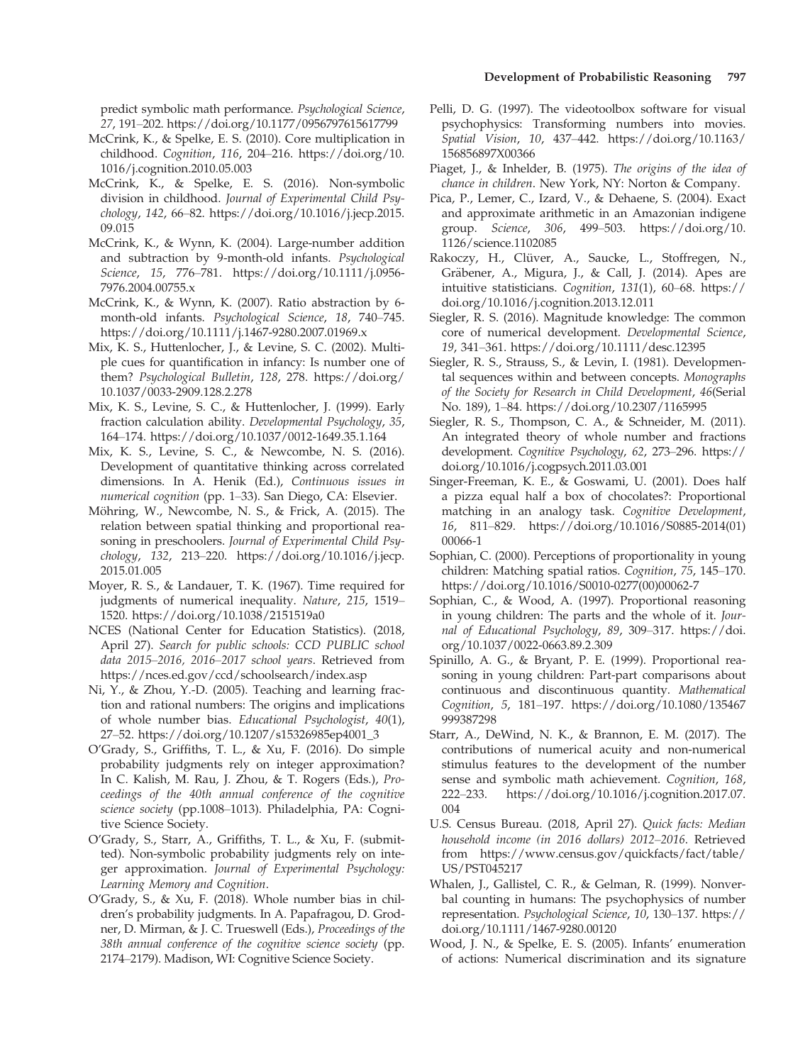predict symbolic math performance. *Psychological Science*, *27*, 191–202. https://doi.org/10.1177/0956797615617799

McCrink, K., & Spelke, E. S. (2010). Core multiplication in childhood. *Cognition*, *116*, 204–216. https://doi.org/10.1016/j.cognition.2010.05.003

McCrink, K., & Spelke, E. S. (2016). Non-symbolic division in childhood. *Journal of Experimental Child Psychology*, *142*, 66–82. https://doi.org/10.1016/j.jecp.2015.09.015

McCrink, K., & Wynn, K. (2004). Large-number addition and subtraction by 9-month-old infants. *Psychological Science*, *15*, 776–781. https://doi.org/10.1111/j.0956-7976.2004.00755.x

McCrink, K., & Wynn, K. (2007). Ratio abstraction by 6-month-old infants. *Psychological Science*, *18*, 740–745. https://doi.org/10.1111/j.1467-9280.2007.01969.x

Mix, K. S., Huttenlocher, J., & Levine, S. C. (2002). Multiple cues for quantification in infancy: Is number one of them? *Psychological Bulletin*, *128*, 278. https://doi.org/10.1037/0033-2909.128.2.278

Mix, K. S., Levine, S. C., & Huttenlocher, J. (1999). Early fraction calculation ability. *Developmental Psychology*, *35*, 164–174. https://doi.org/10.1037/0012-1649.35.1.164

Mix, K. S., Levine, S. C., & Newcombe, N. S. (2016). Development of quantitative thinking across correlated dimensions. In A. Henik (Ed.), *Continuous issues in numerical cognition* (pp. 1–33). San Diego, CA: Elsevier.

Möhring, W., Newcombe, N. S., & Frick, A. (2015). The relation between spatial thinking and proportional reasoning in preschoolers. *Journal of Experimental Child Psychology*, *132*, 213–220. https://doi.org/10.1016/j.jecp.2015.01.005

Moyer, R. S., & Landauer, T. K. (1967). Time required for judgments of numerical inequality. *Nature*, *215*, 1519–1520. https://doi.org/10.1038/2151519a0

NCES (National Center for Education Statistics). (2018, April 27). *Search for public schools: CCD PUBLIC school data 2015–2016, 2016–2017 school years*. Retrieved from https://nces.ed.gov/ccd/schoolsearch/index.asp

Ni, Y., & Zhou, Y.-D. (2005). Teaching and learning fraction and rational numbers: The origins and implications of whole number bias. *Educational Psychologist*, *40*(1), 27–52. https://doi.org/10.1207/s15326985ep4001_3

O'Grady, S., Griffiths, T. L., & Xu, F. (2016). Do simple probability judgments rely on integer approximation? In C. Kalish, M. Rau, J. Zhou, & T. Rogers (Eds.), *Proceedings of the 40th annual conference of the cognitive science society* (pp.1008–1013). Philadelphia, PA: Cognitive Science Society.

O'Grady, S., Starr, A., Griffiths, T. L., & Xu, F. (submitted). Non-symbolic probability judgments rely on integer approximation. *Journal of Experimental Psychology: Learning Memory and Cognition*.

O'Grady, S., & Xu, F. (2018). Whole number bias in children's probability judgments. In A. Papafragou, D. Grodner, D. Mirman, & J. C. Trueswell (Eds.), *Proceedings of the 38th annual conference of the cognitive science society* (pp. 2174–2179). Madison, WI: Cognitive Science Society.

Pelli, D. G. (1997). The videotoolbox software for visual psychophysics: Transforming numbers into movies. *Spatial Vision*, *10*, 437–442. https://doi.org/10.1163/156856897X00366

Piaget, J., & Inhelder, B. (1975). *The origins of the idea of chance in children*. New York, NY: Norton & Company.

Pica, P., Lemer, C., Izard, V., & Dehaene, S. (2004). Exact and approximate arithmetic in an Amazonian indigene group. *Science*, *306*, 499–503. https://doi.org/10.1126/science.1102085

Rakoczy, H., Clüver, A., Saucke, L., Stoffregen, N., Gräbener, A., Migura, J., & Call, J. (2014). Apes are intuitive statisticians. *Cognition*, *131*(1), 60–68. https://doi.org/10.1016/j.cognition.2013.12.011

Siegler, R. S. (2016). Magnitude knowledge: The common core of numerical development. *Developmental Science*, *19*, 341–361. https://doi.org/10.1111/desc.12395

Siegler, R. S., Strauss, S., & Levin, I. (1981). Developmental sequences within and between concepts. *Monographs of the Society for Research in Child Development*, *46*(Serial No. 189), 1–84. https://doi.org/10.2307/1165995

Siegler, R. S., Thompson, C. A., & Schneider, M. (2011). An integrated theory of whole number and fractions development. *Cognitive Psychology*, *62*, 273–296. https://doi.org/10.1016/j.cogpsych.2011.03.001

Singer-Freeman, K. E., & Goswami, U. (2001). Does half a pizza equal half a box of chocolates?: Proportional matching in an analogy task. *Cognitive Development*, *16*, 811–829. https://doi.org/10.1016/S0885-2014(01)00066-1

Sophian, C. (2000). Perceptions of proportionality in young children: Matching spatial ratios. *Cognition*, *75*, 145–170. https://doi.org/10.1016/S0010-0277(00)00062-7

Sophian, C., & Wood, A. (1997). Proportional reasoning in young children: The parts and the whole of it. *Journal of Educational Psychology*, *89*, 309–317. https://doi.org/10.1037/0022-0663.89.2.309

Spinillo, A. G., & Bryant, P. E. (1999). Proportional reasoning in young children: Part-part comparisons about continuous and discontinuous quantity. *Mathematical Cognition*, *5*, 181–197. https://doi.org/10.1080/135467999387298

Starr, A., DeWind, N. K., & Brannon, E. M. (2017). The contributions of numerical acuity and non-numerical stimulus features to the development of the number sense and symbolic math achievement. *Cognition*, *168*, 222–233. https://doi.org/10.1016/j.cognition.2017.07.004

U.S. Census Bureau. (2018, April 27). *Quick facts: Median household income (in 2016 dollars) 2012–2016*. Retrieved from https://www.census.gov/quickfacts/fact/table/US/PST045217

Whalen, J., Gallistel, C. R., & Gelman, R. (1999). Nonverbal counting in humans: The psychophysics of number representation. *Psychological Science*, *10*, 130–137. https://doi.org/10.1111/1467-9280.00120

Wood, J. N., & Spelke, E. S. (2005). Infants' enumeration of actions: Numerical discrimination and its signature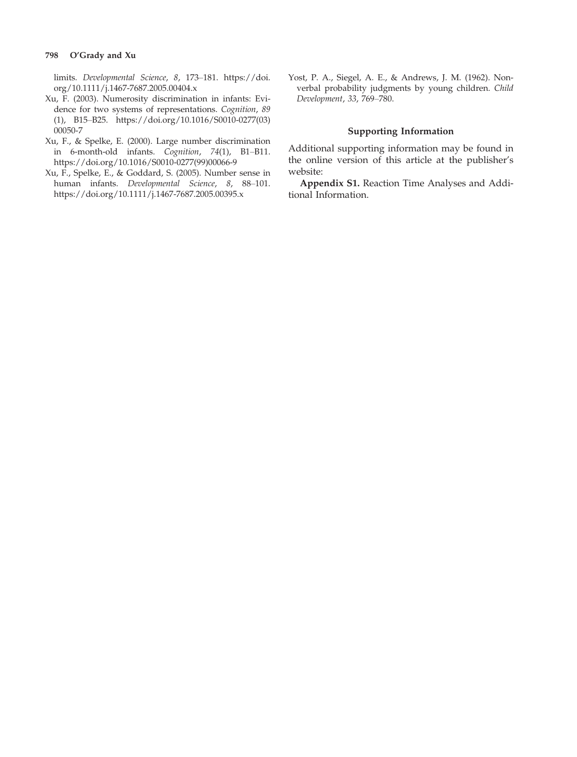limits. *Developmental Science*, *8*, 173–181. https://doi.org/10.1111/j.1467-7687.2005.00404.x

Xu, F. (2003). Numerosity discrimination in infants: Evidence for two systems of representations. *Cognition*, *89* (1), B15–B25. https://doi.org/10.1016/S0010-0277(03)00050-7

Xu, F., & Spelke, E. (2000). Large number discrimination in 6-month-old infants. *Cognition*, *74*(1), B1–B11. https://doi.org/10.1016/S0010-0277(99)00066-9

Xu, F., Spelke, E., & Goddard, S. (2005). Number sense in human infants. *Developmental Science*, *8*, 88–101. https://doi.org/10.1111/j.1467-7687.2005.00395.x

Yost, P. A., Siegel, A. E., & Andrews, J. M. (1962). Nonverbal probability judgments by young children. *Child Development*, *33*, 769–780.

## Supporting Information

Additional supporting information may be found in the online version of this article at the publisher's website:

**Appendix S1.** Reaction Time Analyses and Additional Information.